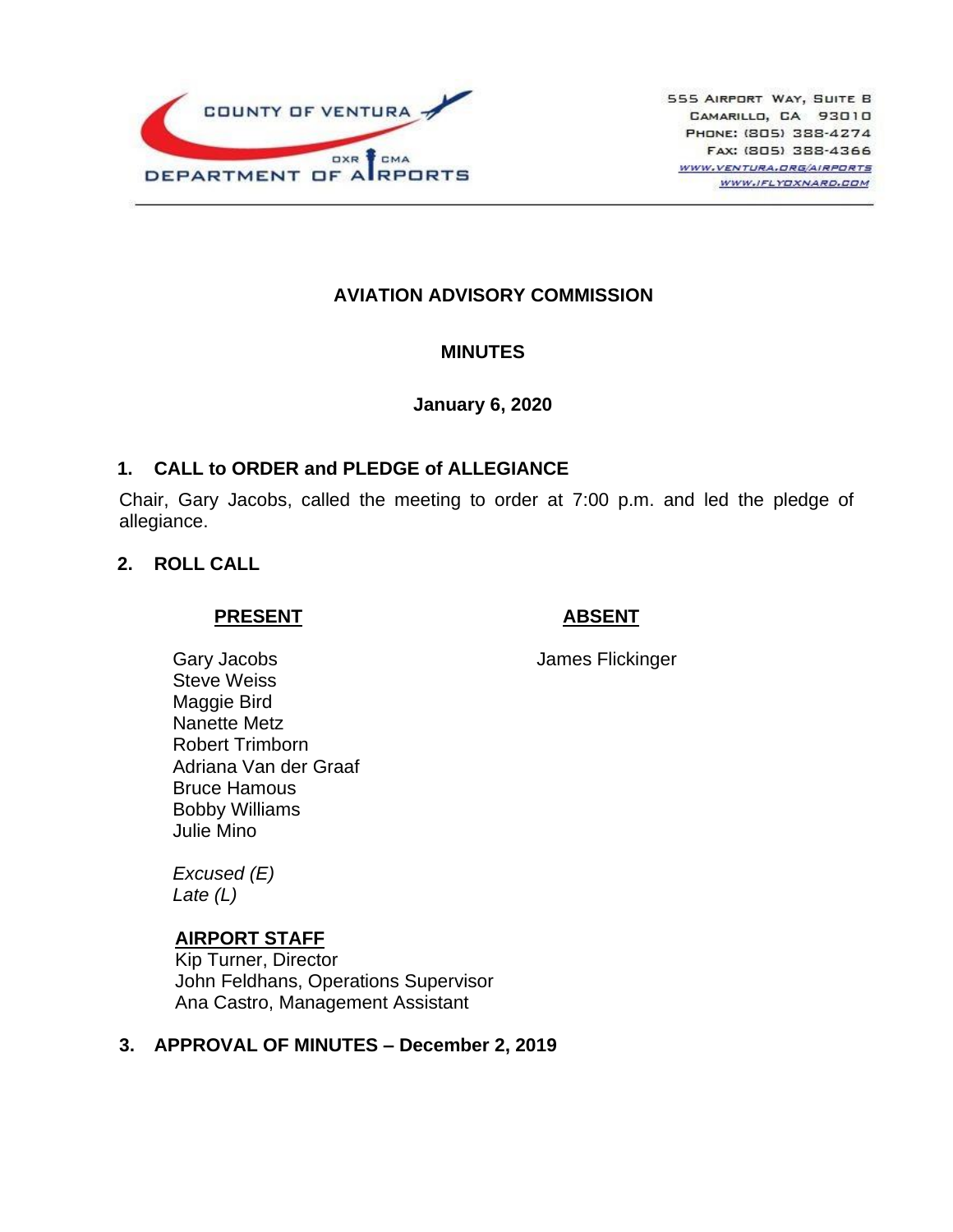COUNTY OF VENTURA
DEPARTMENT OF AIRPORTS
OXR CMA

555 Airport Way, Suite B
Camarillo, CA 93010
Phone: (805) 388-4274
Fax: (805) 388-4366
www.ventura.org/airports
www.iflyoxnard.com

# AVIATION ADVISORY COMMISSION

## MINUTES

**January 6, 2020**

## 1. CALL to ORDER and PLEDGE of ALLEGIANCE

Chair, Gary Jacobs, called the meeting to order at 7:00 p.m. and led the pledge of allegiance.

## 2. ROLL CALL

| PRESENT | ABSENT |
|---|---|
| Gary Jacobs | James Flickinger |
| Steve Weiss | |
| Maggie Bird | |
| Nanette Metz | |
| Robert Trimborn | |
| Adriana Van der Graaf | |
| Bruce Hamous | |
| Bobby Williams | |
| Julie Mino | |

*Excused (E)*
*Late (L)*

**AIRPORT STAFF**

Kip Turner, Director
John Feldhans, Operations Supervisor
Ana Castro, Management Assistant

## 3. APPROVAL OF MINUTES – December 2, 2019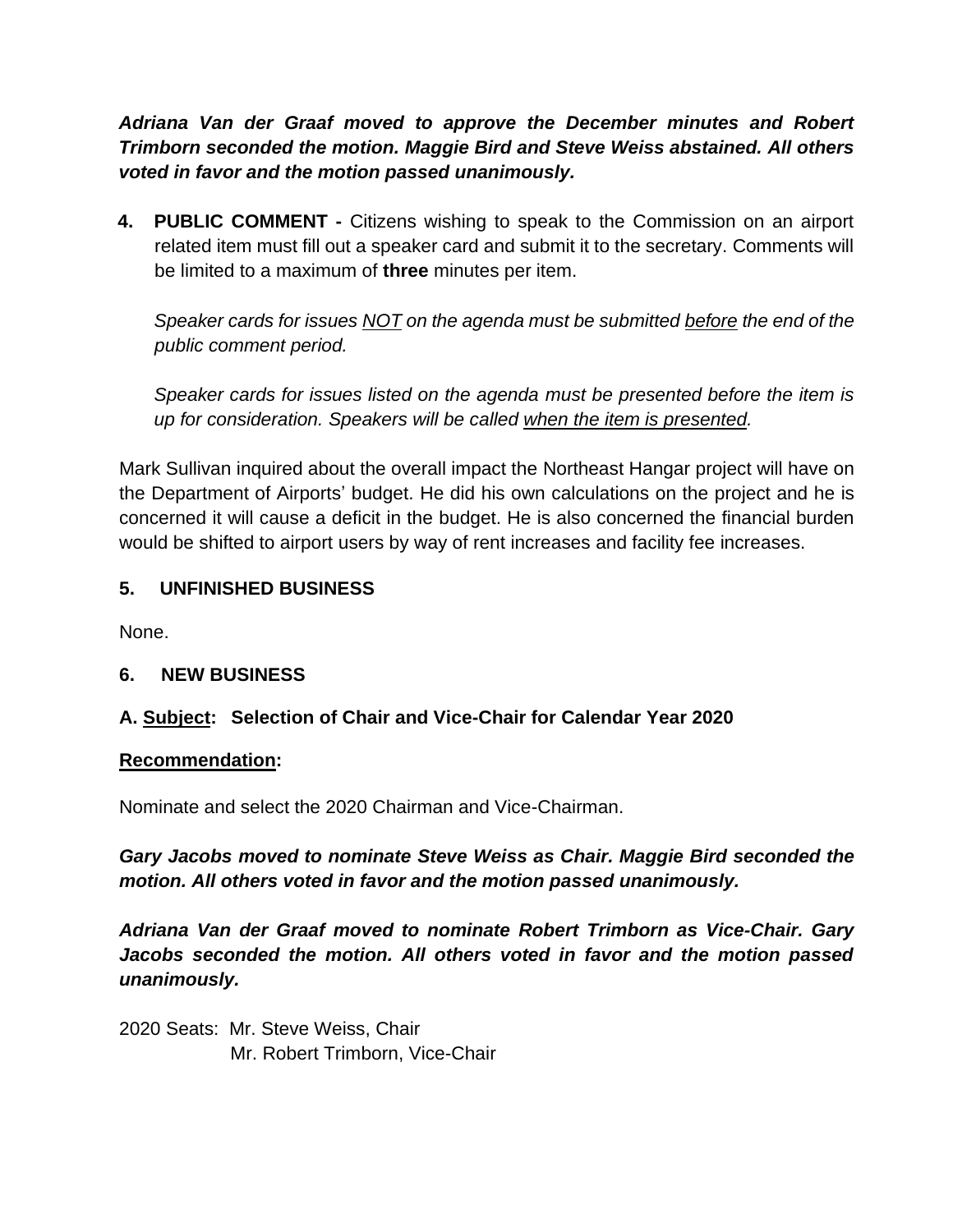***Adriana Van der Graaf moved to approve the December minutes and Robert Trimborn seconded the motion. Maggie Bird and Steve Weiss abstained. All others voted in favor and the motion passed unanimously.***

**4. PUBLIC COMMENT -** Citizens wishing to speak to the Commission on an airport related item must fill out a speaker card and submit it to the secretary. Comments will be limited to a maximum of **three** minutes per item.

*Speaker cards for issues <u>NOT</u> on the agenda must be submitted <u>before</u> the end of the public comment period.*

*Speaker cards for issues listed on the agenda must be presented before the item is up for consideration. Speakers will be called <u>when the item is presented</u>.*

Mark Sullivan inquired about the overall impact the Northeast Hangar project will have on the Department of Airports' budget. He did his own calculations on the project and he is concerned it will cause a deficit in the budget. He is also concerned the financial burden would be shifted to airport users by way of rent increases and facility fee increases.

## 5. UNFINISHED BUSINESS

None.

## 6. NEW BUSINESS

### A. <u>Subject</u>: Selection of Chair and Vice-Chair for Calendar Year 2020

**<u>Recommendation</u>:**

Nominate and select the 2020 Chairman and Vice-Chairman.

***Gary Jacobs moved to nominate Steve Weiss as Chair. Maggie Bird seconded the motion. All others voted in favor and the motion passed unanimously.***

***Adriana Van der Graaf moved to nominate Robert Trimborn as Vice-Chair. Gary Jacobs seconded the motion. All others voted in favor and the motion passed unanimously.***

2020 Seats: Mr. Steve Weiss, Chair
Mr. Robert Trimborn, Vice-Chair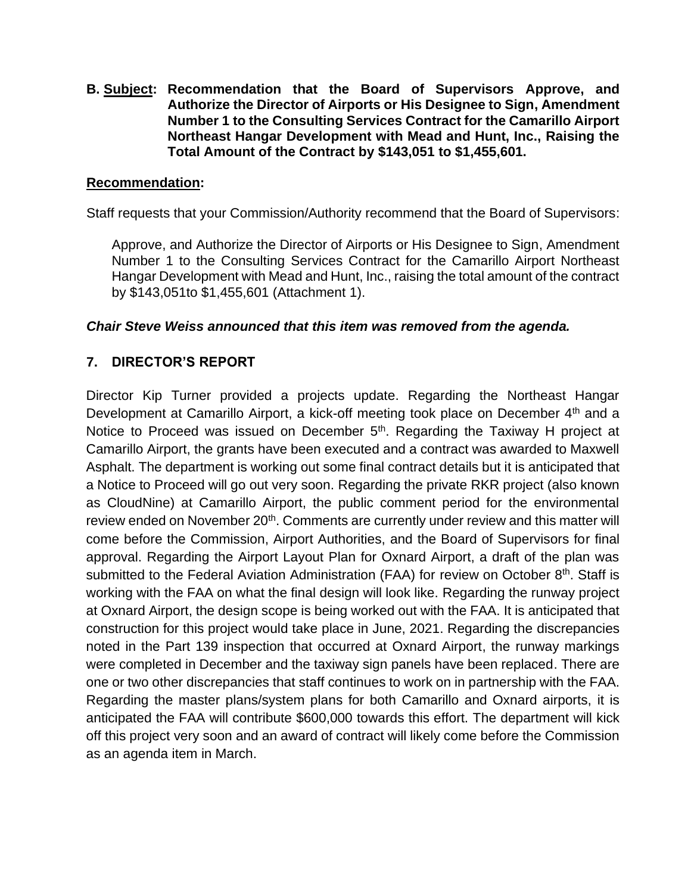**B. Subject: Recommendation that the Board of Supervisors Approve, and Authorize the Director of Airports or His Designee to Sign, Amendment Number 1 to the Consulting Services Contract for the Camarillo Airport Northeast Hangar Development with Mead and Hunt, Inc., Raising the Total Amount of the Contract by $143,051 to $1,455,601.**

**Recommendation:**

Staff requests that your Commission/Authority recommend that the Board of Supervisors:

Approve, and Authorize the Director of Airports or His Designee to Sign, Amendment Number 1 to the Consulting Services Contract for the Camarillo Airport Northeast Hangar Development with Mead and Hunt, Inc., raising the total amount of the contract by $143,051to $1,455,601 (Attachment 1).

***Chair Steve Weiss announced that this item was removed from the agenda.***

## 7. DIRECTOR'S REPORT

Director Kip Turner provided a projects update. Regarding the Northeast Hangar Development at Camarillo Airport, a kick-off meeting took place on December 4th and a Notice to Proceed was issued on December 5th. Regarding the Taxiway H project at Camarillo Airport, the grants have been executed and a contract was awarded to Maxwell Asphalt. The department is working out some final contract details but it is anticipated that a Notice to Proceed will go out very soon. Regarding the private RKR project (also known as CloudNine) at Camarillo Airport, the public comment period for the environmental review ended on November 20th. Comments are currently under review and this matter will come before the Commission, Airport Authorities, and the Board of Supervisors for final approval. Regarding the Airport Layout Plan for Oxnard Airport, a draft of the plan was submitted to the Federal Aviation Administration (FAA) for review on October 8th. Staff is working with the FAA on what the final design will look like. Regarding the runway project at Oxnard Airport, the design scope is being worked out with the FAA. It is anticipated that construction for this project would take place in June, 2021. Regarding the discrepancies noted in the Part 139 inspection that occurred at Oxnard Airport, the runway markings were completed in December and the taxiway sign panels have been replaced. There are one or two other discrepancies that staff continues to work on in partnership with the FAA. Regarding the master plans/system plans for both Camarillo and Oxnard airports, it is anticipated the FAA will contribute $600,000 towards this effort. The department will kick off this project very soon and an award of contract will likely come before the Commission as an agenda item in March.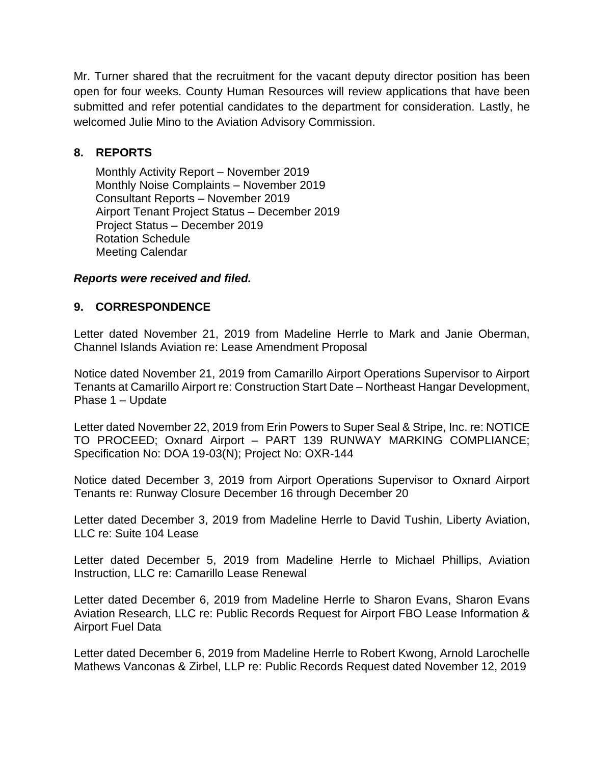Mr. Turner shared that the recruitment for the vacant deputy director position has been open for four weeks. County Human Resources will review applications that have been submitted and refer potential candidates to the department for consideration. Lastly, he welcomed Julie Mino to the Aviation Advisory Commission.

## 8. REPORTS

Monthly Activity Report – November 2019
Monthly Noise Complaints – November 2019
Consultant Reports – November 2019
Airport Tenant Project Status – December 2019
Project Status – December 2019
Rotation Schedule
Meeting Calendar

***Reports were received and filed.***

## 9. CORRESPONDENCE

Letter dated November 21, 2019 from Madeline Herrle to Mark and Janie Oberman, Channel Islands Aviation re: Lease Amendment Proposal

Notice dated November 21, 2019 from Camarillo Airport Operations Supervisor to Airport Tenants at Camarillo Airport re: Construction Start Date – Northeast Hangar Development, Phase 1 – Update

Letter dated November 22, 2019 from Erin Powers to Super Seal & Stripe, Inc. re: NOTICE TO PROCEED; Oxnard Airport – PART 139 RUNWAY MARKING COMPLIANCE; Specification No: DOA 19-03(N); Project No: OXR-144

Notice dated December 3, 2019 from Airport Operations Supervisor to Oxnard Airport Tenants re: Runway Closure December 16 through December 20

Letter dated December 3, 2019 from Madeline Herrle to David Tushin, Liberty Aviation, LLC re: Suite 104 Lease

Letter dated December 5, 2019 from Madeline Herrle to Michael Phillips, Aviation Instruction, LLC re: Camarillo Lease Renewal

Letter dated December 6, 2019 from Madeline Herrle to Sharon Evans, Sharon Evans Aviation Research, LLC re: Public Records Request for Airport FBO Lease Information & Airport Fuel Data

Letter dated December 6, 2019 from Madeline Herrle to Robert Kwong, Arnold Larochelle Mathews Vanconas & Zirbel, LLP re: Public Records Request dated November 12, 2019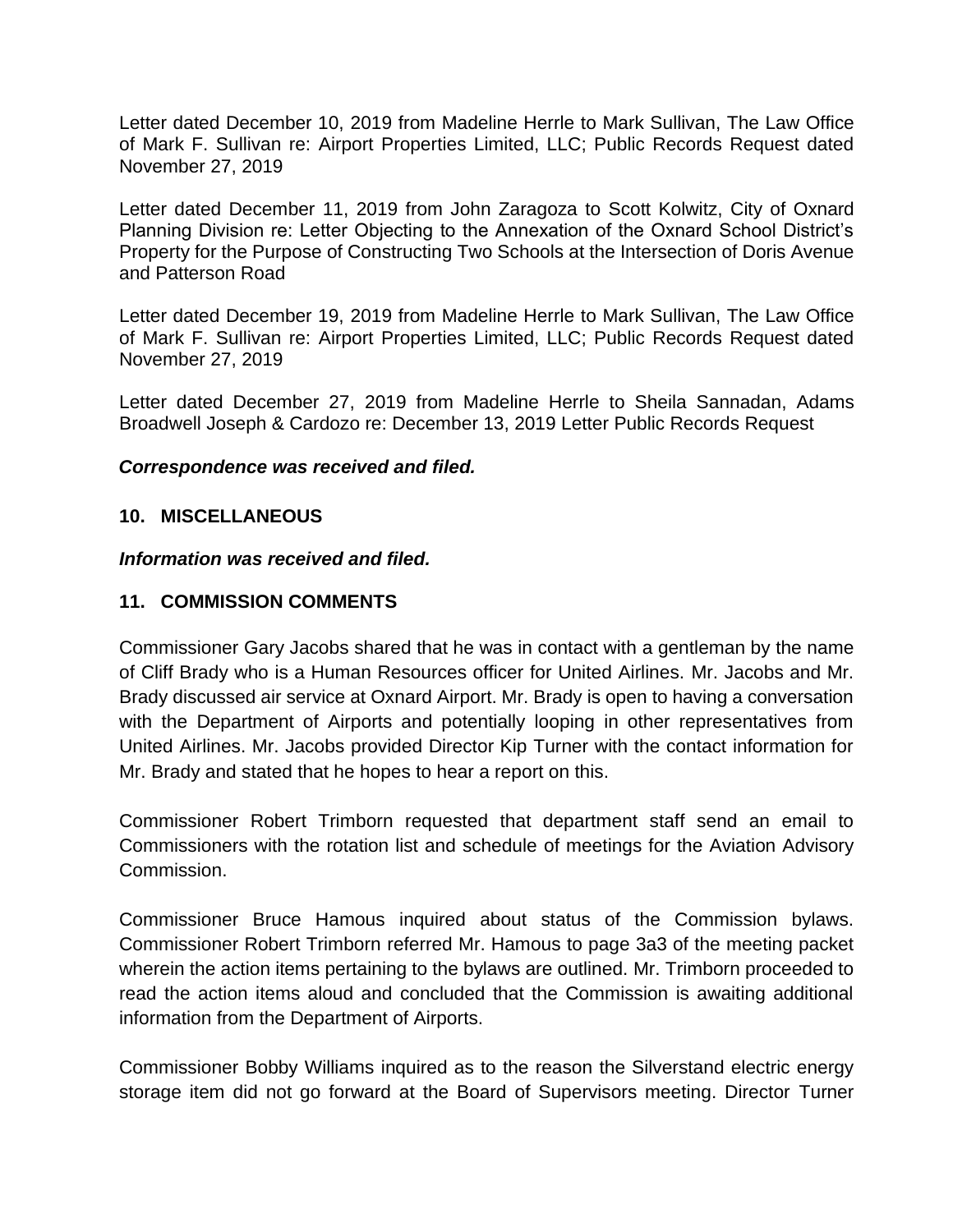Letter dated December 10, 2019 from Madeline Herrle to Mark Sullivan, The Law Office of Mark F. Sullivan re: Airport Properties Limited, LLC; Public Records Request dated November 27, 2019

Letter dated December 11, 2019 from John Zaragoza to Scott Kolwitz, City of Oxnard Planning Division re: Letter Objecting to the Annexation of the Oxnard School District's Property for the Purpose of Constructing Two Schools at the Intersection of Doris Avenue and Patterson Road

Letter dated December 19, 2019 from Madeline Herrle to Mark Sullivan, The Law Office of Mark F. Sullivan re: Airport Properties Limited, LLC; Public Records Request dated November 27, 2019

Letter dated December 27, 2019 from Madeline Herrle to Sheila Sannadan, Adams Broadwell Joseph & Cardozo re: December 13, 2019 Letter Public Records Request

***Correspondence was received and filed.***

## 10. MISCELLANEOUS

***Information was received and filed.***

## 11. COMMISSION COMMENTS

Commissioner Gary Jacobs shared that he was in contact with a gentleman by the name of Cliff Brady who is a Human Resources officer for United Airlines. Mr. Jacobs and Mr. Brady discussed air service at Oxnard Airport. Mr. Brady is open to having a conversation with the Department of Airports and potentially looping in other representatives from United Airlines. Mr. Jacobs provided Director Kip Turner with the contact information for Mr. Brady and stated that he hopes to hear a report on this.

Commissioner Robert Trimborn requested that department staff send an email to Commissioners with the rotation list and schedule of meetings for the Aviation Advisory Commission.

Commissioner Bruce Hamous inquired about status of the Commission bylaws. Commissioner Robert Trimborn referred Mr. Hamous to page 3a3 of the meeting packet wherein the action items pertaining to the bylaws are outlined. Mr. Trimborn proceeded to read the action items aloud and concluded that the Commission is awaiting additional information from the Department of Airports.

Commissioner Bobby Williams inquired as to the reason the Silverstand electric energy storage item did not go forward at the Board of Supervisors meeting. Director Turner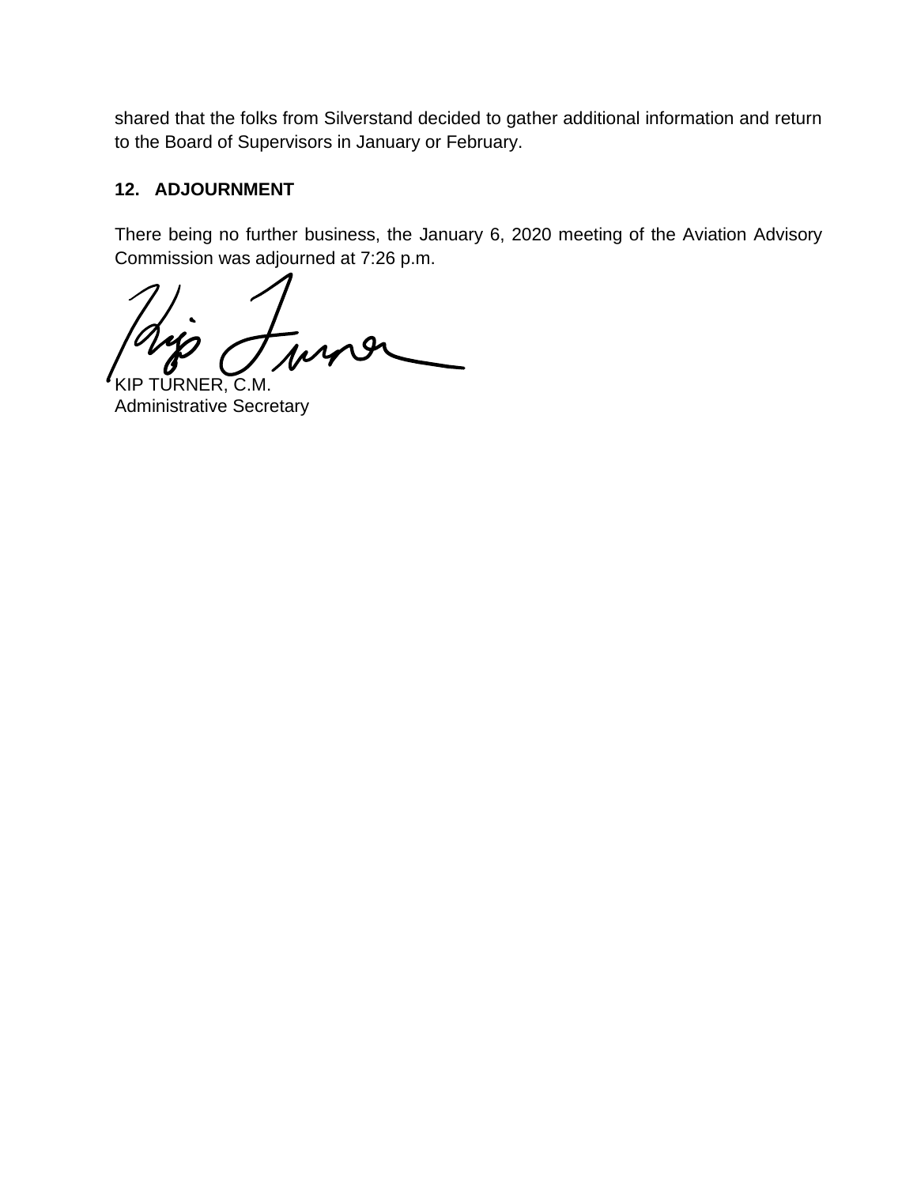shared that the folks from Silverstand decided to gather additional information and return to the Board of Supervisors in January or February.

## 12. ADJOURNMENT

There being no further business, the January 6, 2020 meeting of the Aviation Advisory Commission was adjourned at 7:26 p.m.

KIP TURNER, C.M.
Administrative Secretary